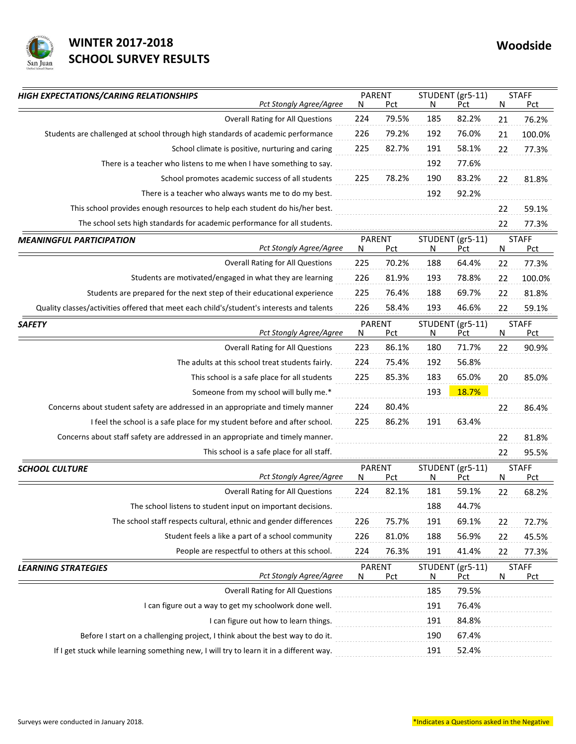# WINTER 2017-2018 SCHOOL SURVEY RESULTS

**Woodside**

| ***HIGH EXPECTATIONS/CARING RELATIONSHIPS*** | PARENT | | STUDENT (gr5-11) | | STAFF | |
|---|---|---|---|---|---|---|
| *Pct Stongly Agree/Agree* | N | Pct | N | Pct | N | Pct |
| Overall Rating for All Questions | 224 | 79.5% | 185 | 82.2% | 21 | 76.2% |
| Students are challenged at school through high standards of academic performance | 226 | 79.2% | 192 | 76.0% | 21 | 100.0% |
| School climate is positive, nurturing and caring | 225 | 82.7% | 191 | 58.1% | 22 | 77.3% |
| There is a teacher who listens to me when I have something to say. | | | 192 | 77.6% | | |
| School promotes academic success of all students | 225 | 78.2% | 190 | 83.2% | 22 | 81.8% |
| There is a teacher who always wants me to do my best. | | | 192 | 92.2% | | |
| This school provides enough resources to help each student do his/her best. | | | | | 22 | 59.1% |
| The school sets high standards for academic performance for all students. | | | | | 22 | 77.3% |

| ***MEANINGFUL PARTICIPATION*** | PARENT | | STUDENT (gr5-11) | | STAFF | |
|---|---|---|---|---|---|---|
| *Pct Stongly Agree/Agree* | N | Pct | N | Pct | N | Pct |
| Overall Rating for All Questions | 225 | 70.2% | 188 | 64.4% | 22 | 77.3% |
| Students are motivated/engaged in what they are learning | 226 | 81.9% | 193 | 78.8% | 22 | 100.0% |
| Students are prepared for the next step of their educational experience | 225 | 76.4% | 188 | 69.7% | 22 | 81.8% |
| Quality classes/activities offered that meet each child's/student's interests and talents | 226 | 58.4% | 193 | 46.6% | 22 | 59.1% |

| ***SAFETY*** | PARENT | | STUDENT (gr5-11) | | STAFF | |
|---|---|---|---|---|---|---|
| *Pct Stongly Agree/Agree* | N | Pct | N | Pct | N | Pct |
| Overall Rating for All Questions | 223 | 86.1% | 180 | 71.7% | 22 | 90.9% |
| The adults at this school treat students fairly. | 224 | 75.4% | 192 | 56.8% | | |
| This school is a safe place for all students | 225 | 85.3% | 183 | 65.0% | 20 | 85.0% |
| Someone from my school will bully me.* | | | 193 | 18.7% | | |
| Concerns about student safety are addressed in an appropriate and timely manner | 224 | 80.4% | | | 22 | 86.4% |
| I feel the school is a safe place for my student before and after school. | 225 | 86.2% | 191 | 63.4% | | |
| Concerns about staff safety are addressed in an appropriate and timely manner. | | | | | 22 | 81.8% |
| This school is a safe place for all staff. | | | | | 22 | 95.5% |

| ***SCHOOL CULTURE*** | PARENT | | STUDENT (gr5-11) | | STAFF | |
|---|---|---|---|---|---|---|
| *Pct Stongly Agree/Agree* | N | Pct | N | Pct | N | Pct |
| Overall Rating for All Questions | 224 | 82.1% | 181 | 59.1% | 22 | 68.2% |
| The school listens to student input on important decisions. | | | 188 | 44.7% | | |
| The school staff respects cultural, ethnic and gender differences | 226 | 75.7% | 191 | 69.1% | 22 | 72.7% |
| Student feels a like a part of a school community | 226 | 81.0% | 188 | 56.9% | 22 | 45.5% |
| People are respectful to others at this school. | 224 | 76.3% | 191 | 41.4% | 22 | 77.3% |

| ***LEARNING STRATEGIES*** | PARENT | | STUDENT (gr5-11) | | STAFF | |
|---|---|---|---|---|---|---|
| *Pct Stongly Agree/Agree* | N | Pct | N | Pct | N | Pct |
| Overall Rating for All Questions | | | 185 | 79.5% | | |
| I can figure out a way to get my schoolwork done well. | | | 191 | 76.4% | | |
| I can figure out how to learn things. | | | 191 | 84.8% | | |
| Before I start on a challenging project, I think about the best way to do it. | | | 190 | 67.4% | | |
| If I get stuck while learning something new, I will try to learn it in a different way. | | | 191 | 52.4% | | |

Surveys were conducted in January 2018.

*Indicates a Questions asked in the Negative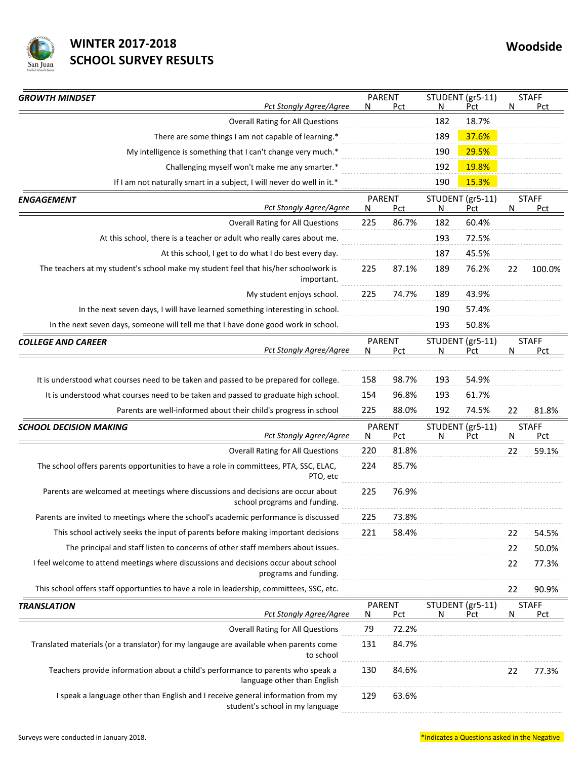# WINTER 2017-2018 SCHOOL SURVEY RESULTS

**Woodside**

| ***GROWTH MINDSET*** | PARENT | | STUDENT (gr5-11) | | STAFF | |
|---|---|---|---|---|---|---|
| *Pct Stongly Agree/Agree* | N | Pct | N | Pct | N | Pct |
| Overall Rating for All Questions | | | 182 | 18.7% | | |
| There are some things I am not capable of learning.* | | | 189 | 37.6% | | |
| My intelligence is something that I can't change very much.* | | | 190 | 29.5% | | |
| Challenging myself won't make me any smarter.* | | | 192 | 19.8% | | |
| If I am not naturally smart in a subject, I will never do well in it.* | | | 190 | 15.3% | | |

| ***ENGAGEMENT*** | PARENT | | STUDENT (gr5-11) | | STAFF | |
|---|---|---|---|---|---|---|
| *Pct Stongly Agree/Agree* | N | Pct | N | Pct | N | Pct |
| Overall Rating for All Questions | 225 | 86.7% | 182 | 60.4% | | |
| At this school, there is a teacher or adult who really cares about me. | | | 193 | 72.5% | | |
| At this school, I get to do what I do best every day. | | | 187 | 45.5% | | |
| The teachers at my student's school make my student feel that his/her schoolwork is important. | 225 | 87.1% | 189 | 76.2% | 22 | 100.0% |
| My student enjoys school. | 225 | 74.7% | 189 | 43.9% | | |
| In the next seven days, I will have learned something interesting in school. | | | 190 | 57.4% | | |
| In the next seven days, someone will tell me that I have done good work in school. | | | 193 | 50.8% | | |

| ***COLLEGE AND CAREER*** | PARENT | | STUDENT (gr5-11) | | STAFF | |
|---|---|---|---|---|---|---|
| *Pct Stongly Agree/Agree* | N | Pct | N | Pct | N | Pct |
| It is understood what courses need to be taken and passed to be prepared for college. | 158 | 98.7% | 193 | 54.9% | | |
| It is understood what courses need to be taken and passed to graduate high school. | 154 | 96.8% | 193 | 61.7% | | |
| Parents are well-informed about their child's progress in school | 225 | 88.0% | 192 | 74.5% | 22 | 81.8% |

| ***SCHOOL DECISION MAKING*** | PARENT | | STUDENT (gr5-11) | | STAFF | |
|---|---|---|---|---|---|---|
| *Pct Stongly Agree/Agree* | N | Pct | N | Pct | N | Pct |
| Overall Rating for All Questions | 220 | 81.8% | | | 22 | 59.1% |
| The school offers parents opportunities to have a role in committees, PTA, SSC, ELAC, PTO, etc | 224 | 85.7% | | | | |
| Parents are welcomed at meetings where discussions and decisions are occur about school programs and funding. | 225 | 76.9% | | | | |
| Parents are invited to meetings where the school's academic performance is discussed | 225 | 73.8% | | | | |
| This school actively seeks the input of parents before making important decisions | 221 | 58.4% | | | 22 | 54.5% |
| The principal and staff listen to concerns of other staff members about issues. | | | | | 22 | 50.0% |
| I feel welcome to attend meetings where discussions and decisions occur about school programs and funding. | | | | | 22 | 77.3% |
| This school offers staff opportunties to have a role in leadership, committees, SSC, etc. | | | | | 22 | 90.9% |

| ***TRANSLATION*** | PARENT | | STUDENT (gr5-11) | | STAFF | |
|---|---|---|---|---|---|---|
| *Pct Stongly Agree/Agree* | N | Pct | N | Pct | N | Pct |
| Overall Rating for All Questions | 79 | 72.2% | | | | |
| Translated materials (or a translator) for my langauge are available when parents come to school | 131 | 84.7% | | | | |
| Teachers provide information about a child's performance to parents who speak a language other than English | 130 | 84.6% | | | 22 | 77.3% |
| I speak a language other than English and I receive general information from my student's school in my language | 129 | 63.6% | | | | |

Surveys were conducted in January 2018.

*Indicates a Questions asked in the Negative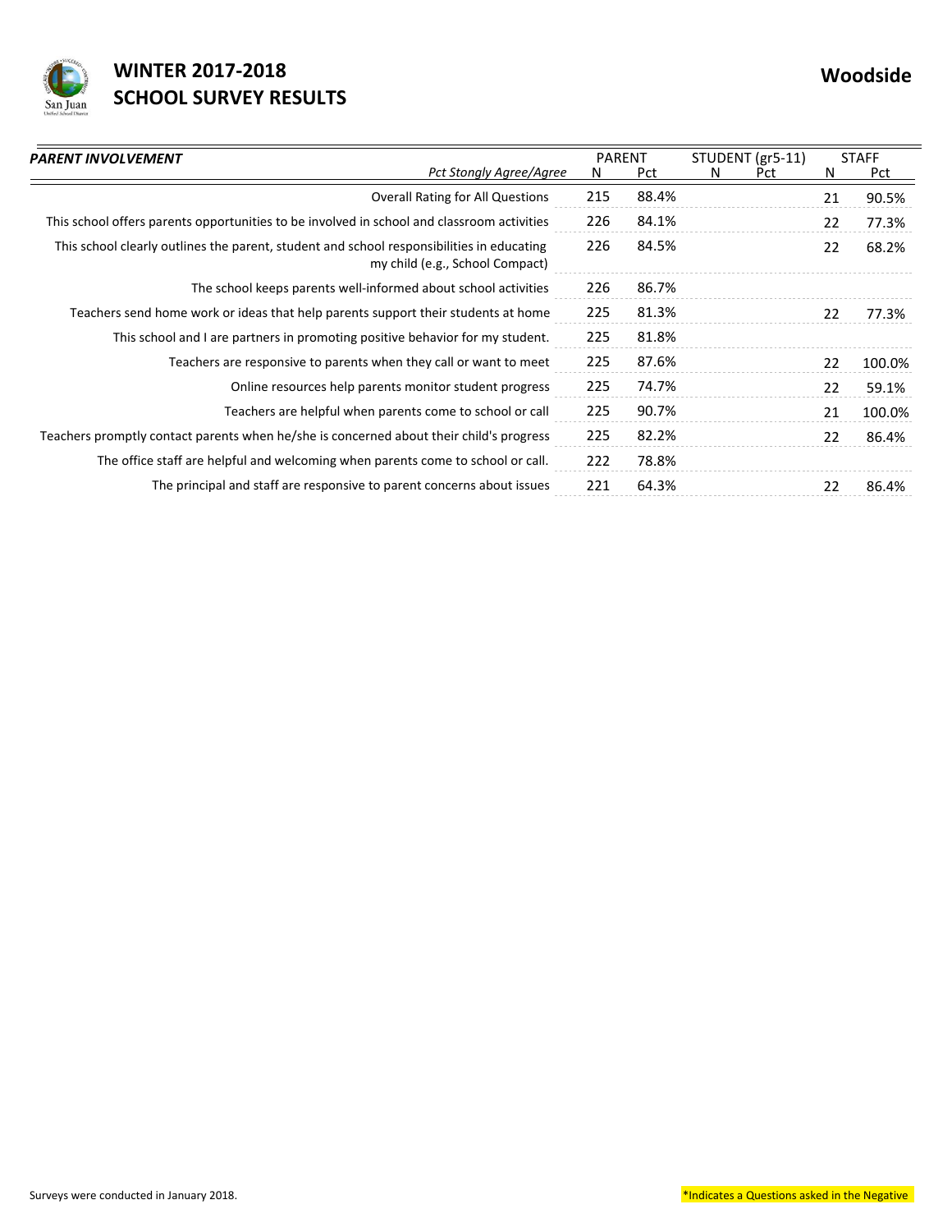# WINTER 2017-2018 SCHOOL SURVEY RESULTS

**Woodside**

| *PARENT INVOLVEMENT* | PARENT | | STUDENT (gr5-11) | | STAFF | |
|---|---|---|---|---|---|---|
| *Pct Stongly Agree/Agree* | N | Pct | N | Pct | N | Pct |
| Overall Rating for All Questions | 215 | 88.4% | | | 21 | 90.5% |
| This school offers parents opportunities to be involved in school and classroom activities | 226 | 84.1% | | | 22 | 77.3% |
| This school clearly outlines the parent, student and school responsibilities in educating my child (e.g., School Compact) | 226 | 84.5% | | | 22 | 68.2% |
| The school keeps parents well-informed about school activities | 226 | 86.7% | | | | |
| Teachers send home work or ideas that help parents support their students at home | 225 | 81.3% | | | 22 | 77.3% |
| This school and I are partners in promoting positive behavior for my student. | 225 | 81.8% | | | | |
| Teachers are responsive to parents when they call or want to meet | 225 | 87.6% | | | 22 | 100.0% |
| Online resources help parents monitor student progress | 225 | 74.7% | | | 22 | 59.1% |
| Teachers are helpful when parents come to school or call | 225 | 90.7% | | | 21 | 100.0% |
| Teachers promptly contact parents when he/she is concerned about their child's progress | 225 | 82.2% | | | 22 | 86.4% |
| The office staff are helpful and welcoming when parents come to school or call. | 222 | 78.8% | | | | |
| The principal and staff are responsive to parent concerns about issues | 221 | 64.3% | | | 22 | 86.4% |

Surveys were conducted in January 2018.

*Indicates a Questions asked in the Negative